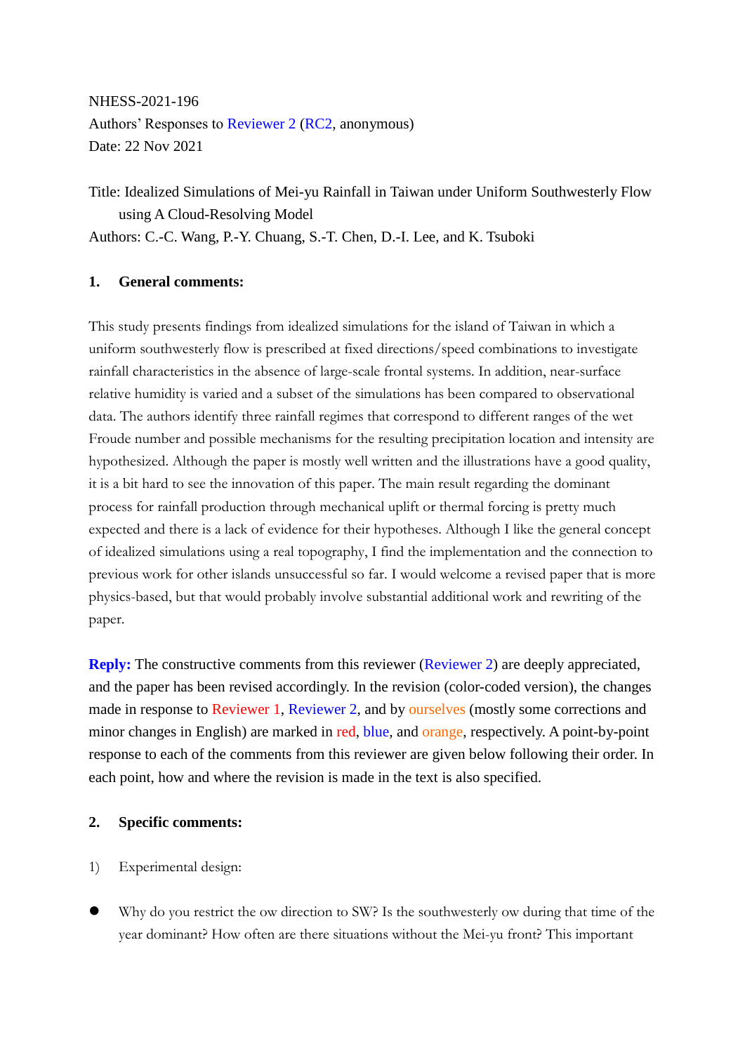NHESS-2021-196

Authors' Responses to Reviewer 2 (RC2, anonymous)

Date: 22 Nov 2021

Title: Idealized Simulations of Mei-yu Rainfall in Taiwan under Uniform Southwesterly Flow using A Cloud-Resolving Model

Authors: C.-C. Wang, P.-Y. Chuang, S.-T. Chen, D.-I. Lee, and K. Tsuboki

## 1. General comments:

This study presents findings from idealized simulations for the island of Taiwan in which a uniform southwesterly flow is prescribed at fixed directions/speed combinations to investigate rainfall characteristics in the absence of large-scale frontal systems. In addition, near-surface relative humidity is varied and a subset of the simulations has been compared to observational data. The authors identify three rainfall regimes that correspond to different ranges of the wet Froude number and possible mechanisms for the resulting precipitation location and intensity are hypothesized. Although the paper is mostly well written and the illustrations have a good quality, it is a bit hard to see the innovation of this paper. The main result regarding the dominant process for rainfall production through mechanical uplift or thermal forcing is pretty much expected and there is a lack of evidence for their hypotheses. Although I like the general concept of idealized simulations using a real topography, I find the implementation and the connection to previous work for other islands unsuccessful so far. I would welcome a revised paper that is more physics-based, but that would probably involve substantial additional work and rewriting of the paper.

**Reply:** The constructive comments from this reviewer (Reviewer 2) are deeply appreciated, and the paper has been revised accordingly. In the revision (color-coded version), the changes made in response to Reviewer 1, Reviewer 2, and by ourselves (mostly some corrections and minor changes in English) are marked in red, blue, and orange, respectively. A point-by-point response to each of the comments from this reviewer are given below following their order. In each point, how and where the revision is made in the text is also specified.

## 2. Specific comments:

1) Experimental design:

- Why do you restrict the ow direction to SW? Is the southwesterly ow during that time of the year dominant? How often are there situations without the Mei-yu front? This important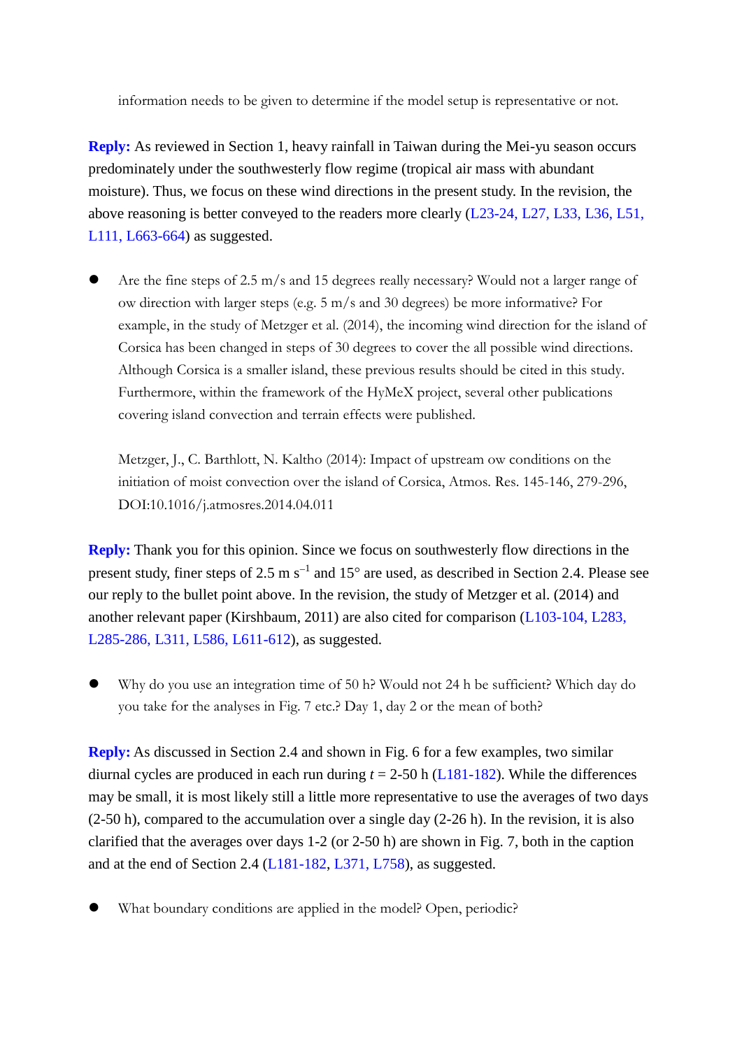information needs to be given to determine if the model setup is representative or not.

**Reply:** As reviewed in Section 1, heavy rainfall in Taiwan during the Mei-yu season occurs predominately under the southwesterly flow regime (tropical air mass with abundant moisture). Thus, we focus on these wind directions in the present study. In the revision, the above reasoning is better conveyed to the readers more clearly (L23-24, L27, L33, L36, L51, L111, L663-664) as suggested.

- Are the fine steps of 2.5 m/s and 15 degrees really necessary? Would not a larger range of ow direction with larger steps (e.g. 5 m/s and 30 degrees) be more informative? For example, in the study of Metzger et al. (2014), the incoming wind direction for the island of Corsica has been changed in steps of 30 degrees to cover the all possible wind directions. Although Corsica is a smaller island, these previous results should be cited in this study. Furthermore, within the framework of the HyMeX project, several other publications covering island convection and terrain effects were published.

  Metzger, J., C. Barthlott, N. Kaltho (2014): Impact of upstream ow conditions on the initiation of moist convection over the island of Corsica, Atmos. Res. 145-146, 279-296, DOI:10.1016/j.atmosres.2014.04.011

**Reply:** Thank you for this opinion. Since we focus on southwesterly flow directions in the present study, finer steps of 2.5 m $s^{-1}$ and 15° are used, as described in Section 2.4. Please see our reply to the bullet point above. In the revision, the study of Metzger et al. (2014) and another relevant paper (Kirshbaum, 2011) are also cited for comparison (L103-104, L283, L285-286, L311, L586, L611-612), as suggested.

- Why do you use an integration time of 50 h? Would not 24 h be sufficient? Which day do you take for the analyses in Fig. 7 etc.? Day 1, day 2 or the mean of both?

**Reply:** As discussed in Section 2.4 and shown in Fig. 6 for a few examples, two similar diurnal cycles are produced in each run during $t$ = 2-50 h (L181-182). While the differences may be small, it is most likely still a little more representative to use the averages of two days (2-50 h), compared to the accumulation over a single day (2-26 h). In the revision, it is also clarified that the averages over days 1-2 (or 2-50 h) are shown in Fig. 7, both in the caption and at the end of Section 2.4 (L181-182, L371, L758), as suggested.

- What boundary conditions are applied in the model? Open, periodic?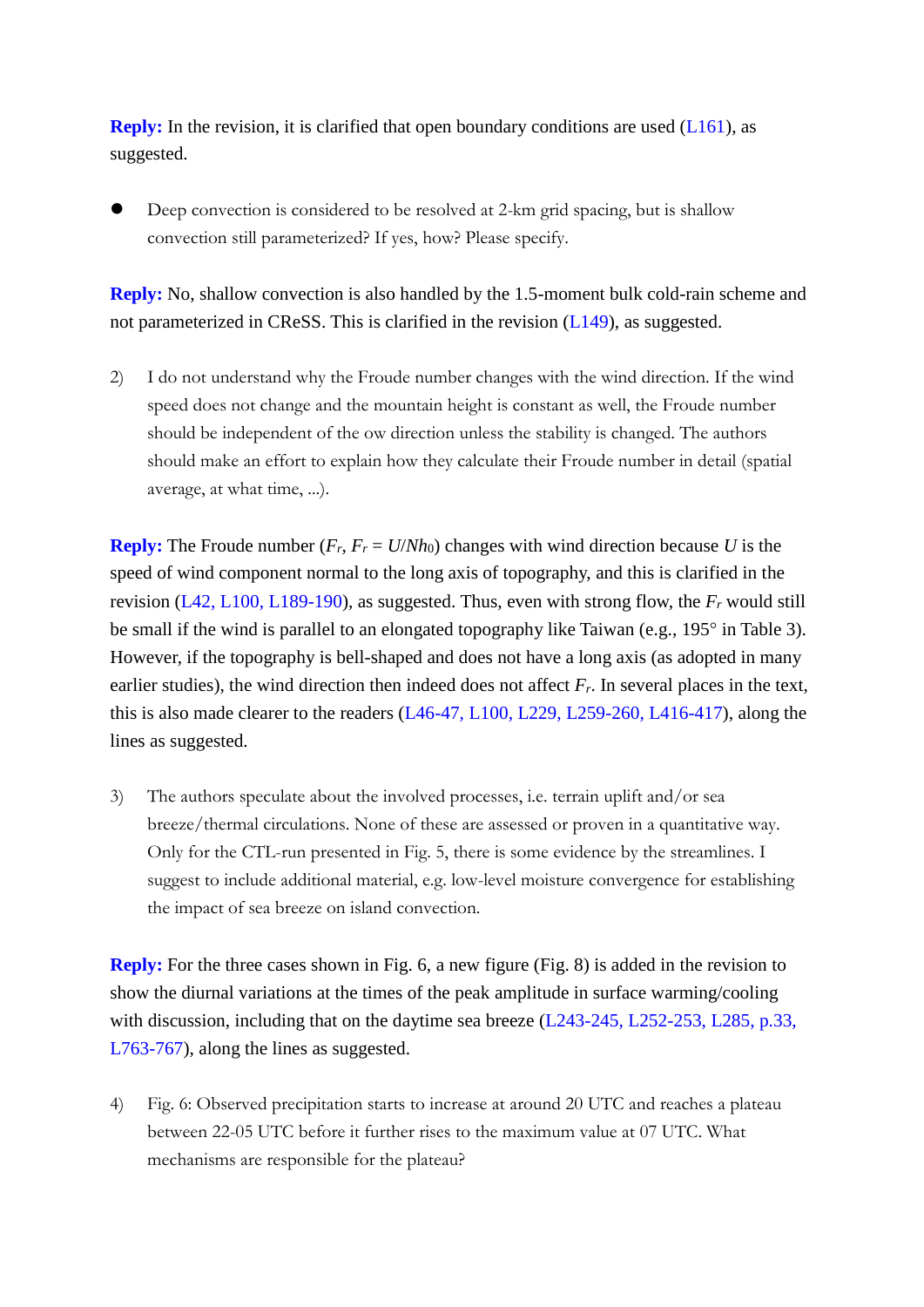**Reply:** In the revision, it is clarified that open boundary conditions are used (L161), as suggested.

- Deep convection is considered to be resolved at 2-km grid spacing, but is shallow convection still parameterized? If yes, how? Please specify.

**Reply:** No, shallow convection is also handled by the 1.5-moment bulk cold-rain scheme and not parameterized in CReSS. This is clarified in the revision (L149), as suggested.

2) I do not understand why the Froude number changes with the wind direction. If the wind speed does not change and the mountain height is constant as well, the Froude number should be independent of the ow direction unless the stability is changed. The authors should make an effort to explain how they calculate their Froude number in detail (spatial average, at what time, ...).

**Reply:** The Froude number ($F_r$, $F_r = U/Nh_0$) changes with wind direction because $U$ is the speed of wind component normal to the long axis of topography, and this is clarified in the revision (L42, L100, L189-190), as suggested. Thus, even with strong flow, the $F_r$ would still be small if the wind is parallel to an elongated topography like Taiwan (e.g., 195° in Table 3). However, if the topography is bell-shaped and does not have a long axis (as adopted in many earlier studies), the wind direction then indeed does not affect $F_r$. In several places in the text, this is also made clearer to the readers (L46-47, L100, L229, L259-260, L416-417), along the lines as suggested.

3) The authors speculate about the involved processes, i.e. terrain uplift and/or sea breeze/thermal circulations. None of these are assessed or proven in a quantitative way. Only for the CTL-run presented in Fig. 5, there is some evidence by the streamlines. I suggest to include additional material, e.g. low-level moisture convergence for establishing the impact of sea breeze on island convection.

**Reply:** For the three cases shown in Fig. 6, a new figure (Fig. 8) is added in the revision to show the diurnal variations at the times of the peak amplitude in surface warming/cooling with discussion, including that on the daytime sea breeze (L243-245, L252-253, L285, p.33, L763-767), along the lines as suggested.

4) Fig. 6: Observed precipitation starts to increase at around 20 UTC and reaches a plateau between 22-05 UTC before it further rises to the maximum value at 07 UTC. What mechanisms are responsible for the plateau?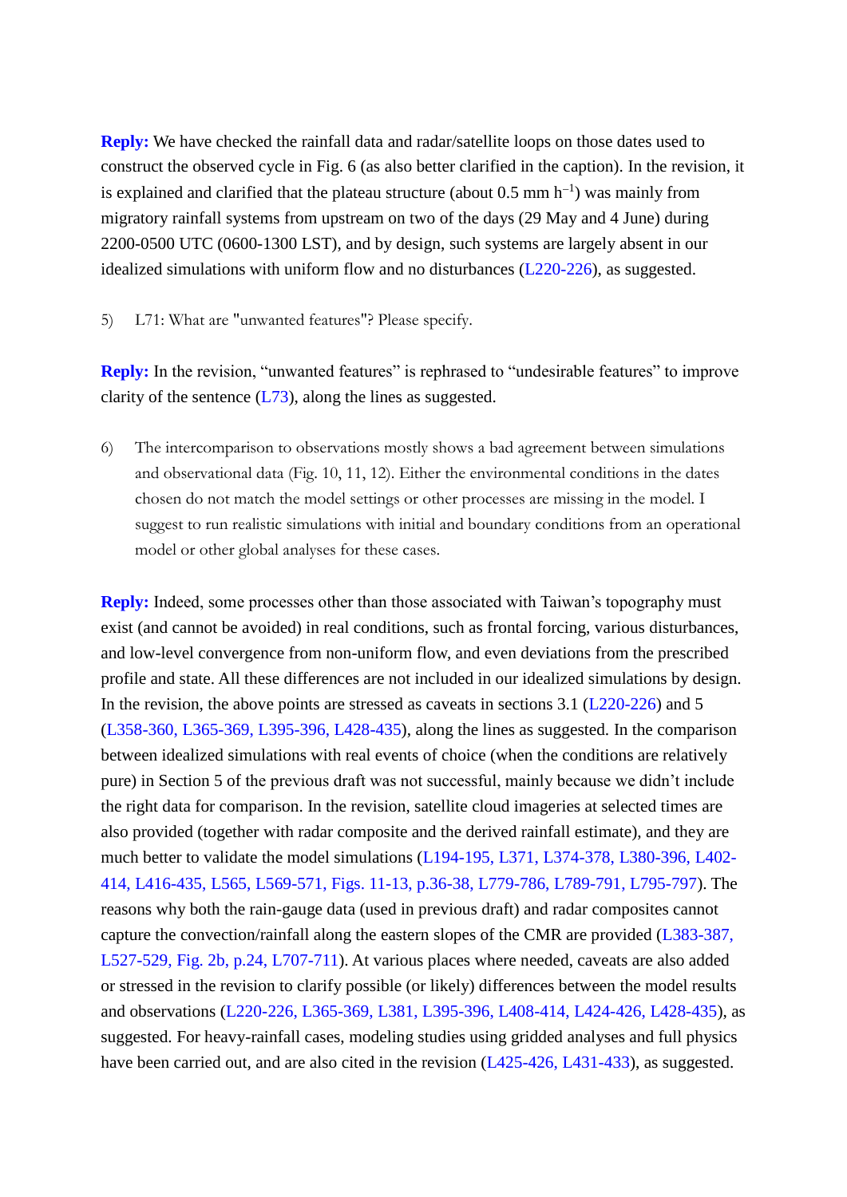**Reply:** We have checked the rainfall data and radar/satellite loops on those dates used to construct the observed cycle in Fig. 6 (as also better clarified in the caption). In the revision, it is explained and clarified that the plateau structure (about 0.5 mm h$^{-1}$) was mainly from migratory rainfall systems from upstream on two of the days (29 May and 4 June) during 2200-0500 UTC (0600-1300 LST), and by design, such systems are largely absent in our idealized simulations with uniform flow and no disturbances (L220-226), as suggested.

5) L71: What are "unwanted features"? Please specify.

**Reply:** In the revision, "unwanted features" is rephrased to "undesirable features" to improve clarity of the sentence (L73), along the lines as suggested.

6) The intercomparison to observations mostly shows a bad agreement between simulations and observational data (Fig. 10, 11, 12). Either the environmental conditions in the dates chosen do not match the model settings or other processes are missing in the model. I suggest to run realistic simulations with initial and boundary conditions from an operational model or other global analyses for these cases.

**Reply:** Indeed, some processes other than those associated with Taiwan's topography must exist (and cannot be avoided) in real conditions, such as frontal forcing, various disturbances, and low-level convergence from non-uniform flow, and even deviations from the prescribed profile and state. All these differences are not included in our idealized simulations by design. In the revision, the above points are stressed as caveats in sections 3.1 (L220-226) and 5 (L358-360, L365-369, L395-396, L428-435), along the lines as suggested. In the comparison between idealized simulations with real events of choice (when the conditions are relatively pure) in Section 5 of the previous draft was not successful, mainly because we didn't include the right data for comparison. In the revision, satellite cloud imageries at selected times are also provided (together with radar composite and the derived rainfall estimate), and they are much better to validate the model simulations (L194-195, L371, L374-378, L380-396, L402-414, L416-435, L565, L569-571, Figs. 11-13, p.36-38, L779-786, L789-791, L795-797). The reasons why both the rain-gauge data (used in previous draft) and radar composites cannot capture the convection/rainfall along the eastern slopes of the CMR are provided (L383-387, L527-529, Fig. 2b, p.24, L707-711). At various places where needed, caveats are also added or stressed in the revision to clarify possible (or likely) differences between the model results and observations (L220-226, L365-369, L381, L395-396, L408-414, L424-426, L428-435), as suggested. For heavy-rainfall cases, modeling studies using gridded analyses and full physics have been carried out, and are also cited in the revision (L425-426, L431-433), as suggested.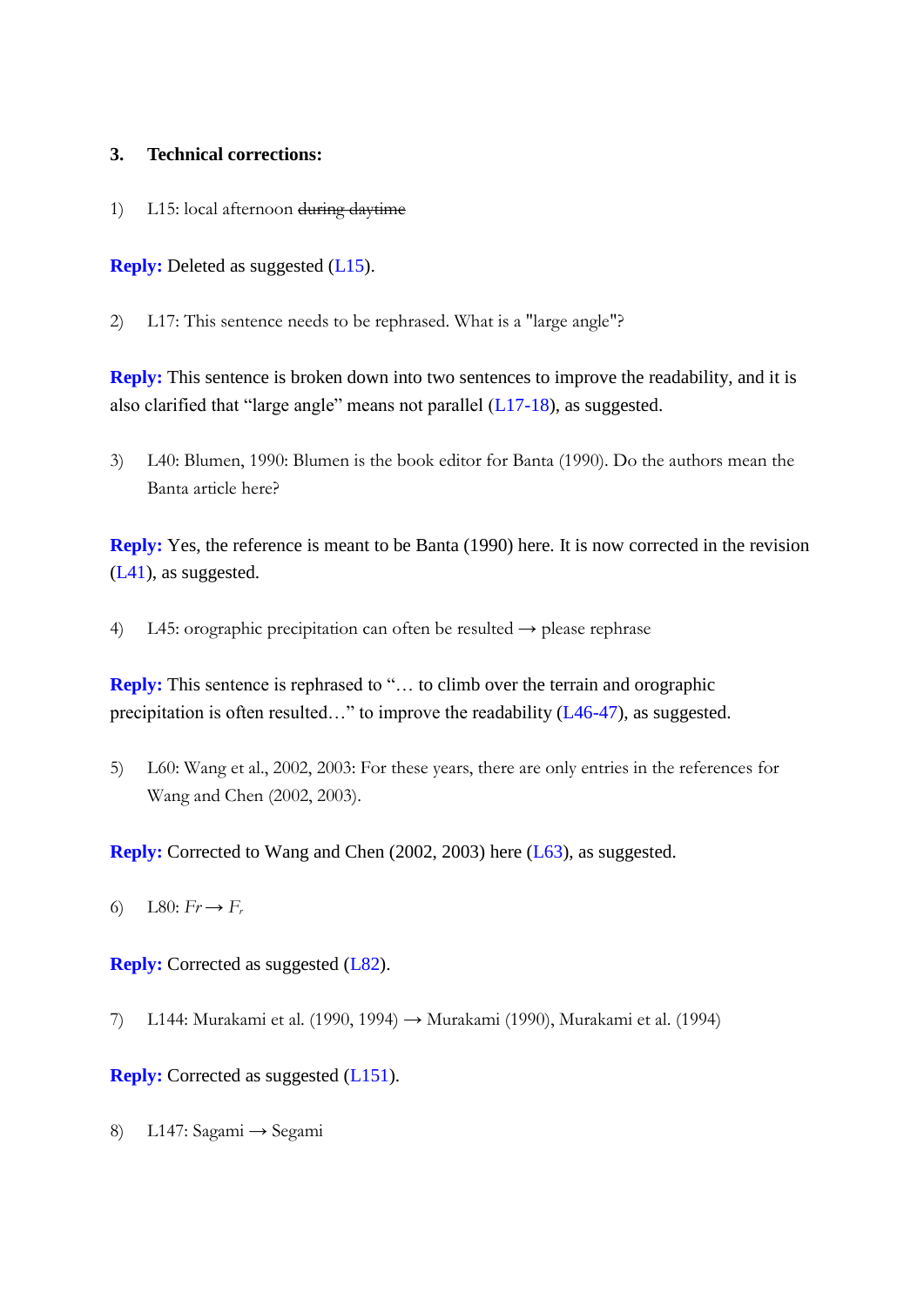## 3. Technical corrections:

1) L15: local afternoon ~~during daytime~~

**Reply:** Deleted as suggested (L15).

2) L17: This sentence needs to be rephrased. What is a "large angle"?

**Reply:** This sentence is broken down into two sentences to improve the readability, and it is also clarified that "large angle" means not parallel (L17-18), as suggested.

3) L40: Blumen, 1990: Blumen is the book editor for Banta (1990). Do the authors mean the Banta article here?

**Reply:** Yes, the reference is meant to be Banta (1990) here. It is now corrected in the revision (L41), as suggested.

4) L45: orographic precipitation can often be resulted → please rephrase

**Reply:** This sentence is rephrased to "… to climb over the terrain and orographic precipitation is often resulted…" to improve the readability (L46-47), as suggested.

5) L60: Wang et al., 2002, 2003: For these years, there are only entries in the references for Wang and Chen (2002, 2003).

**Reply:** Corrected to Wang and Chen (2002, 2003) here (L63), as suggested.

6) L80: $Fr \rightarrow F_r$

**Reply:** Corrected as suggested (L82).

7) L144: Murakami et al. (1990, 1994) → Murakami (1990), Murakami et al. (1994)

**Reply:** Corrected as suggested (L151).

8) L147: Sagami → Segami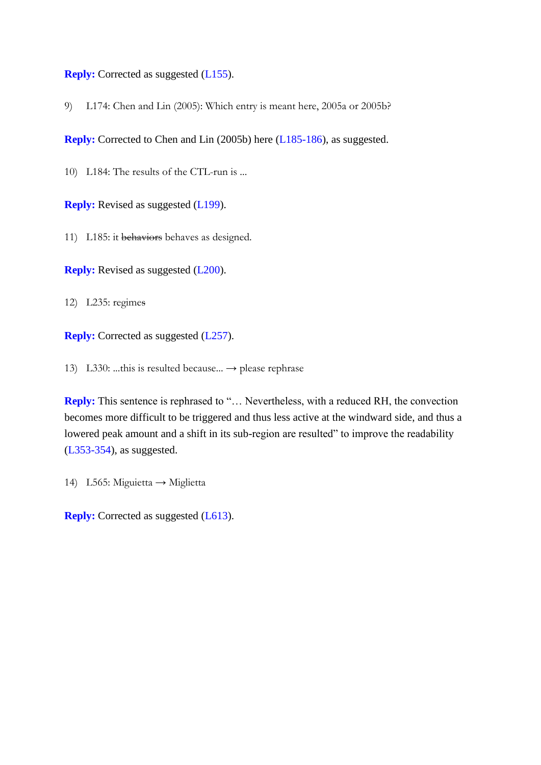**Reply:** Corrected as suggested (L155).

9) L174: Chen and Lin (2005): Which entry is meant here, 2005a or 2005b?

**Reply:** Corrected to Chen and Lin (2005b) here (L185-186), as suggested.

10) L184: The results of the CTL-run is ...

**Reply:** Revised as suggested (L199).

11) L185: it ~~behaviors~~ behaves as designed.

**Reply:** Revised as suggested (L200).

12) L235: regime~~s~~

**Reply:** Corrected as suggested (L257).

13) L330: ...this is resulted because... → please rephrase

**Reply:** This sentence is rephrased to "… Nevertheless, with a reduced RH, the convection becomes more difficult to be triggered and thus less active at the windward side, and thus a lowered peak amount and a shift in its sub-region are resulted" to improve the readability (L353-354), as suggested.

14) L565: Miguietta → Miglietta

**Reply:** Corrected as suggested (L613).